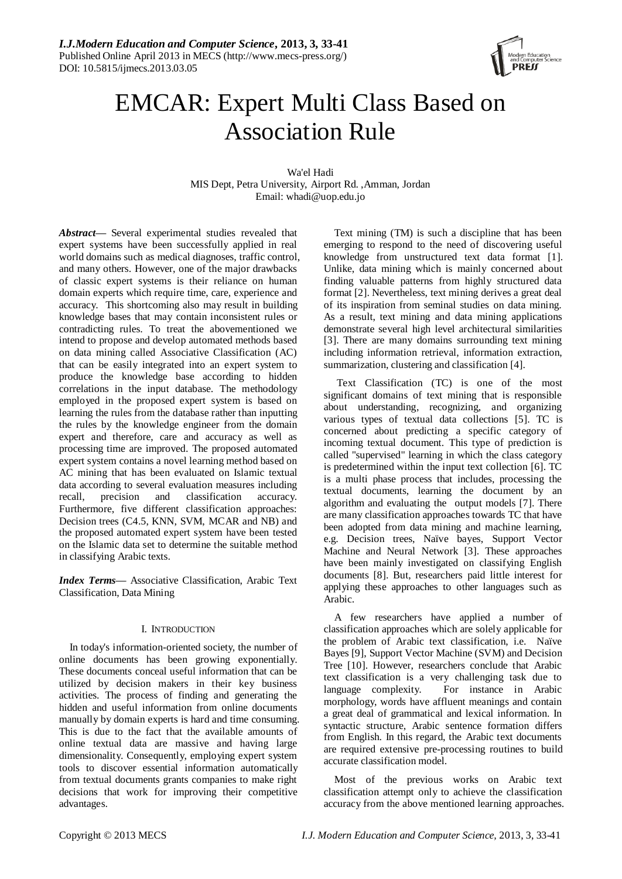# EMCAR: Expert Multi Class Based on Association Rule

Wa'el Hadi
MIS Dept, Petra University, Airport Rd. ,Amman, Jordan
Email: whadi@uop.edu.jo

***Abstract*— Several experimental studies revealed that expert systems have been successfully applied in real world domains such as medical diagnoses, traffic control, and many others. However, one of the major drawbacks of classic expert systems is their reliance on human domain experts which require time, care, experience and accuracy. This shortcoming also may result in building knowledge bases that may contain inconsistent rules or contradicting rules. To treat the abovementioned we intend to propose and develop automated methods based on data mining called Associative Classification (AC) that can be easily integrated into an expert system to produce the knowledge base according to hidden correlations in the input database. The methodology employed in the proposed expert system is based on learning the rules from the database rather than inputting the rules by the knowledge engineer from the domain expert and therefore, care and accuracy as well as processing time are improved. The proposed automated expert system contains a novel learning method based on AC mining that has been evaluated on Islamic textual data according to several evaluation measures including recall, precision and classification accuracy. Furthermore, five different classification approaches: Decision trees (C4.5, KNN, SVM, MCAR and NB) and the proposed automated expert system have been tested on the Islamic data set to determine the suitable method in classifying Arabic texts.

***Index Terms*— Associative Classification, Arabic Text Classification, Data Mining

## I. INTRODUCTION

In today's information-oriented society, the number of online documents has been growing exponentially. These documents conceal useful information that can be utilized by decision makers in their key business activities. The process of finding and generating the hidden and useful information from online documents manually by domain experts is hard and time consuming. This is due to the fact that the available amounts of online textual data are massive and having large dimensionality. Consequently, employing expert system tools to discover essential information automatically from textual documents grants companies to make right decisions that work for improving their competitive advantages.

Text mining (TM) is such a discipline that has been emerging to respond to the need of discovering useful knowledge from unstructured text data format [1]. Unlike, data mining which is mainly concerned about finding valuable patterns from highly structured data format [2]. Nevertheless, text mining derives a great deal of its inspiration from seminal studies on data mining. As a result, text mining and data mining applications demonstrate several high level architectural similarities [3]. There are many domains surrounding text mining including information retrieval, information extraction, summarization, clustering and classification [4].

Text Classification (TC) is one of the most significant domains of text mining that is responsible about understanding, recognizing, and organizing various types of textual data collections [5]. TC is concerned about predicting a specific category of incoming textual document. This type of prediction is called "supervised" learning in which the class category is predetermined within the input text collection [6]. TC is a multi phase process that includes, processing the textual documents, learning the document by an algorithm and evaluating the output models [7]. There are many classification approaches towards TC that have been adopted from data mining and machine learning, e.g. Decision trees, Naïve bayes, Support Vector Machine and Neural Network [3]. These approaches have been mainly investigated on classifying English documents [8]. But, researchers paid little interest for applying these approaches to other languages such as Arabic.

A few researchers have applied a number of classification approaches which are solely applicable for the problem of Arabic text classification, i.e. Naïve Bayes [9], Support Vector Machine (SVM) and Decision Tree [10]. However, researchers conclude that Arabic text classification is a very challenging task due to language complexity. For instance in Arabic morphology, words have affluent meanings and contain a great deal of grammatical and lexical information. In syntactic structure, Arabic sentence formation differs from English. In this regard, the Arabic text documents are required extensive pre-processing routines to build accurate classification model.

Most of the previous works on Arabic text classification attempt only to achieve the classification accuracy from the above mentioned learning approaches.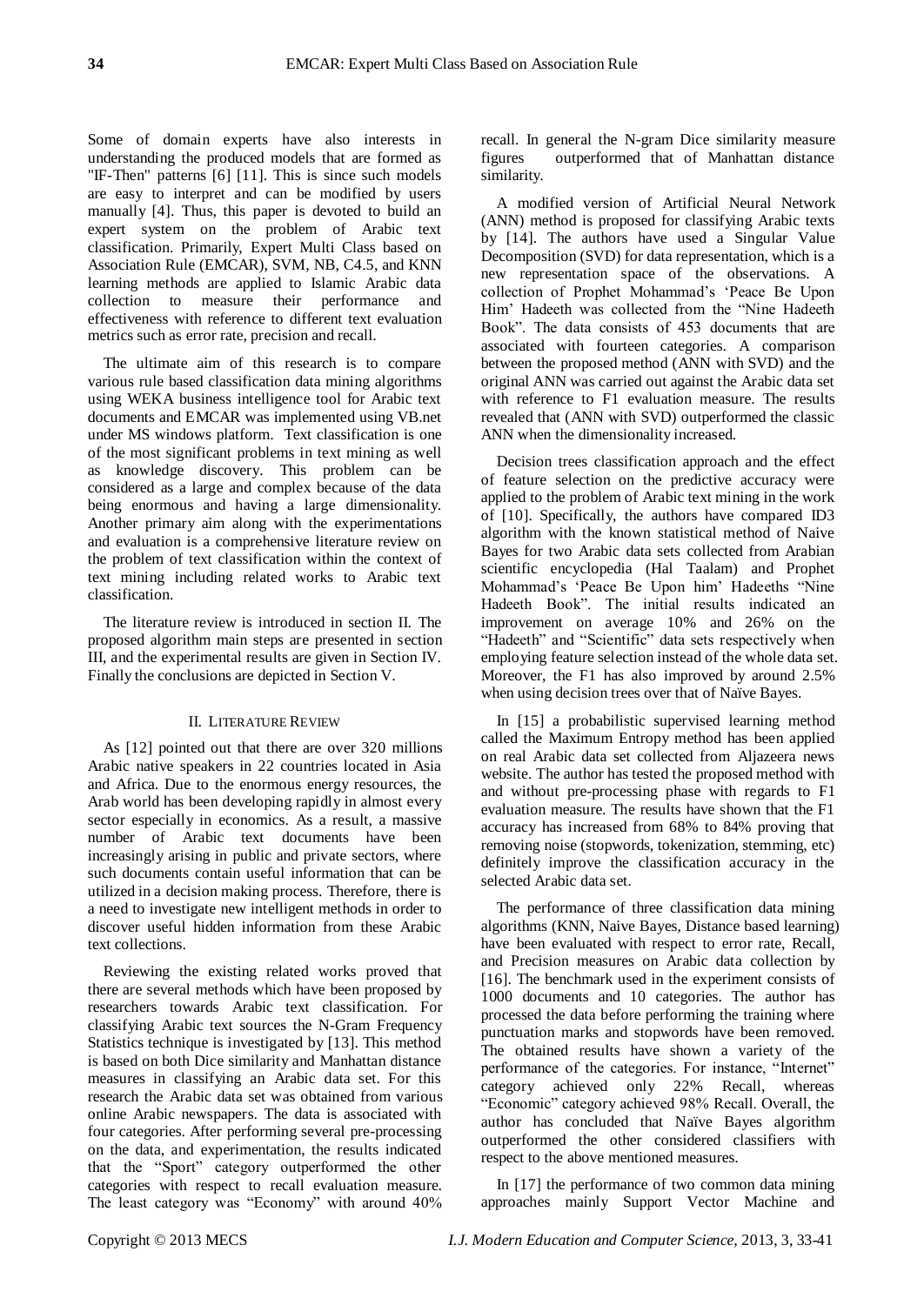Some of domain experts have also interests in understanding the produced models that are formed as "IF-Then" patterns [6] [11]. This is since such models are easy to interpret and can be modified by users manually [4]. Thus, this paper is devoted to build an expert system on the problem of Arabic text classification. Primarily, Expert Multi Class based on Association Rule (EMCAR), SVM, NB, C4.5, and KNN learning methods are applied to Islamic Arabic data collection to measure their performance and effectiveness with reference to different text evaluation metrics such as error rate, precision and recall.

The ultimate aim of this research is to compare various rule based classification data mining algorithms using WEKA business intelligence tool for Arabic text documents and EMCAR was implemented using VB.net under MS windows platform. Text classification is one of the most significant problems in text mining as well as knowledge discovery. This problem can be considered as a large and complex because of the data being enormous and having a large dimensionality. Another primary aim along with the experimentations and evaluation is a comprehensive literature review on the problem of text classification within the context of text mining including related works to Arabic text classification.

The literature review is introduced in section II. The proposed algorithm main steps are presented in section III, and the experimental results are given in Section IV. Finally the conclusions are depicted in Section V.

## II. Literature Review

As [12] pointed out that there are over 320 millions Arabic native speakers in 22 countries located in Asia and Africa. Due to the enormous energy resources, the Arab world has been developing rapidly in almost every sector especially in economics. As a result, a massive number of Arabic text documents have been increasingly arising in public and private sectors, where such documents contain useful information that can be utilized in a decision making process. Therefore, there is a need to investigate new intelligent methods in order to discover useful hidden information from these Arabic text collections.

Reviewing the existing related works proved that there are several methods which have been proposed by researchers towards Arabic text classification. For classifying Arabic text sources the N-Gram Frequency Statistics technique is investigated by [13]. This method is based on both Dice similarity and Manhattan distance measures in classifying an Arabic data set. For this research the Arabic data set was obtained from various online Arabic newspapers. The data is associated with four categories. After performing several pre-processing on the data, and experimentation, the results indicated that the "Sport" category outperformed the other categories with respect to recall evaluation measure. The least category was "Economy" with around 40% recall. In general the N-gram Dice similarity measure figures outperformed that of Manhattan distance similarity.

A modified version of Artificial Neural Network (ANN) method is proposed for classifying Arabic texts by [14]. The authors have used a Singular Value Decomposition (SVD) for data representation, which is a new representation space of the observations. A collection of Prophet Mohammad's 'Peace Be Upon Him' Hadeeth was collected from the "Nine Hadeeth Book". The data consists of 453 documents that are associated with fourteen categories. A comparison between the proposed method (ANN with SVD) and the original ANN was carried out against the Arabic data set with reference to F1 evaluation measure. The results revealed that (ANN with SVD) outperformed the classic ANN when the dimensionality increased.

Decision trees classification approach and the effect of feature selection on the predictive accuracy were applied to the problem of Arabic text mining in the work of [10]. Specifically, the authors have compared ID3 algorithm with the known statistical method of Naive Bayes for two Arabic data sets collected from Arabian scientific encyclopedia (Hal Taalam) and Prophet Mohammad's 'Peace Be Upon him' Hadeeths "Nine Hadeeth Book". The initial results indicated an improvement on average 10% and 26% on the "Hadeeth" and "Scientific" data sets respectively when employing feature selection instead of the whole data set. Moreover, the F1 has also improved by around 2.5% when using decision trees over that of Naïve Bayes.

In [15] a probabilistic supervised learning method called the Maximum Entropy method has been applied on real Arabic data set collected from Aljazeera news website. The author has tested the proposed method with and without pre-processing phase with regards to F1 evaluation measure. The results have shown that the F1 accuracy has increased from 68% to 84% proving that removing noise (stopwords, tokenization, stemming, etc) definitely improve the classification accuracy in the selected Arabic data set.

The performance of three classification data mining algorithms (KNN, Naive Bayes, Distance based learning) have been evaluated with respect to error rate, Recall, and Precision measures on Arabic data collection by [16]. The benchmark used in the experiment consists of 1000 documents and 10 categories. The author has processed the data before performing the training where punctuation marks and stopwords have been removed. The obtained results have shown a variety of the performance of the categories. For instance, "Internet" category achieved only 22% Recall, whereas "Economic" category achieved 98% Recall. Overall, the author has concluded that Naïve Bayes algorithm outperformed the other considered classifiers with respect to the above mentioned measures.

In [17] the performance of two common data mining approaches mainly Support Vector Machine and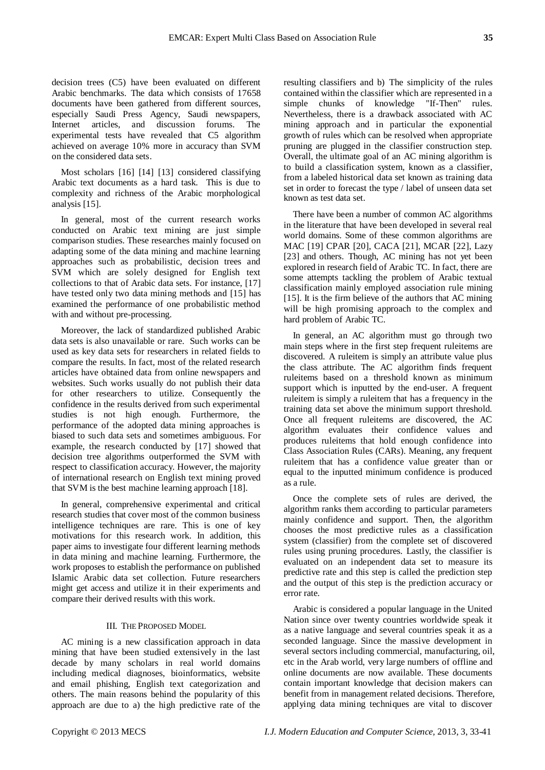decision trees (C5) have been evaluated on different Arabic benchmarks. The data which consists of 17658 documents have been gathered from different sources, especially Saudi Press Agency, Saudi newspapers, Internet articles, and discussion forums. The experimental tests have revealed that C5 algorithm achieved on average 10% more in accuracy than SVM on the considered data sets.

Most scholars [16] [14] [13] considered classifying Arabic text documents as a hard task. This is due to complexity and richness of the Arabic morphological analysis [15].

In general, most of the current research works conducted on Arabic text mining are just simple comparison studies. These researches mainly focused on adapting some of the data mining and machine learning approaches such as probabilistic, decision trees and SVM which are solely designed for English text collections to that of Arabic data sets. For instance, [17] have tested only two data mining methods and [15] has examined the performance of one probabilistic method with and without pre-processing.

Moreover, the lack of standardized published Arabic data sets is also unavailable or rare. Such works can be used as key data sets for researchers in related fields to compare the results. In fact, most of the related research articles have obtained data from online newspapers and websites. Such works usually do not publish their data for other researchers to utilize. Consequently the confidence in the results derived from such experimental studies is not high enough. Furthermore, the performance of the adopted data mining approaches is biased to such data sets and sometimes ambiguous. For example, the research conducted by [17] showed that decision tree algorithms outperformed the SVM with respect to classification accuracy. However, the majority of international research on English text mining proved that SVM is the best machine learning approach [18].

In general, comprehensive experimental and critical research studies that cover most of the common business intelligence techniques are rare. This is one of key motivations for this research work. In addition, this paper aims to investigate four different learning methods in data mining and machine learning. Furthermore, the work proposes to establish the performance on published Islamic Arabic data set collection. Future researchers might get access and utilize it in their experiments and compare their derived results with this work.

## III. The Proposed Model

AC mining is a new classification approach in data mining that have been studied extensively in the last decade by many scholars in real world domains including medical diagnoses, bioinformatics, website and email phishing, English text categorization and others. The main reasons behind the popularity of this approach are due to a) the high predictive rate of the resulting classifiers and b) The simplicity of the rules contained within the classifier which are represented in a simple chunks of knowledge "If-Then" rules. Nevertheless, there is a drawback associated with AC mining approach and in particular the exponential growth of rules which can be resolved when appropriate pruning are plugged in the classifier construction step. Overall, the ultimate goal of an AC mining algorithm is to build a classification system, known as a classifier, from a labeled historical data set known as training data set in order to forecast the type / label of unseen data set known as test data set.

There have been a number of common AC algorithms in the literature that have been developed in several real world domains. Some of these common algorithms are MAC [19] CPAR [20], CACA [21], MCAR [22], Lazy [23] and others. Though, AC mining has not yet been explored in research field of Arabic TC. In fact, there are some attempts tackling the problem of Arabic textual classification mainly employed association rule mining [15]. It is the firm believe of the authors that AC mining will be high promising approach to the complex and hard problem of Arabic TC.

In general, an AC algorithm must go through two main steps where in the first step frequent ruleitems are discovered. A ruleitem is simply an attribute value plus the class attribute. The AC algorithm finds frequent ruleitems based on a threshold known as minimum support which is inputted by the end-user. A frequent ruleitem is simply a ruleitem that has a frequency in the training data set above the minimum support threshold. Once all frequent ruleitems are discovered, the AC algorithm evaluates their confidence values and produces ruleitems that hold enough confidence into Class Association Rules (CARs). Meaning, any frequent ruleitem that has a confidence value greater than or equal to the inputted minimum confidence is produced as a rule.

Once the complete sets of rules are derived, the algorithm ranks them according to particular parameters mainly confidence and support. Then, the algorithm chooses the most predictive rules as a classification system (classifier) from the complete set of discovered rules using pruning procedures. Lastly, the classifier is evaluated on an independent data set to measure its predictive rate and this step is called the prediction step and the output of this step is the prediction accuracy or error rate.

Arabic is considered a popular language in the United Nation since over twenty countries worldwide speak it as a native language and several countries speak it as a seconded language. Since the massive development in several sectors including commercial, manufacturing, oil, etc in the Arab world, very large numbers of offline and online documents are now available. These documents contain important knowledge that decision makers can benefit from in management related decisions. Therefore, applying data mining techniques are vital to discover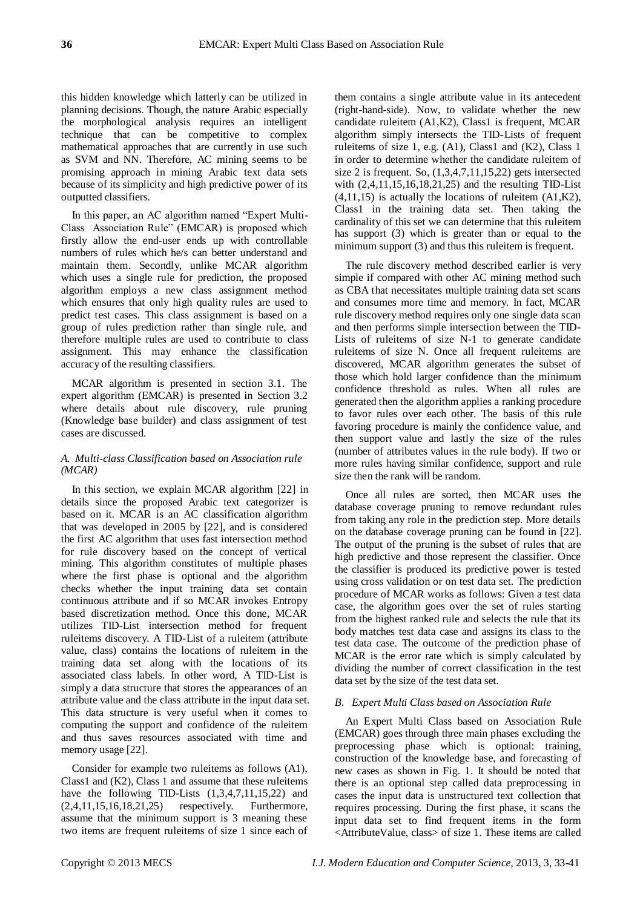this hidden knowledge which latterly can be utilized in planning decisions. Though, the nature Arabic especially the morphological analysis requires an intelligent technique that can be competitive to complex mathematical approaches that are currently in use such as SVM and NN. Therefore, AC mining seems to be promising approach in mining Arabic text data sets because of its simplicity and high predictive power of its outputted classifiers.

In this paper, an AC algorithm named "Expert Multi-Class Association Rule" (EMCAR) is proposed which firstly allow the end-user ends up with controllable numbers of rules which he/s can better understand and maintain them. Secondly, unlike MCAR algorithm which uses a single rule for prediction, the proposed algorithm employs a new class assignment method which ensures that only high quality rules are used to predict test cases. This class assignment is based on a group of rules prediction rather than single rule, and therefore multiple rules are used to contribute to class assignment. This may enhance the classification accuracy of the resulting classifiers.

MCAR algorithm is presented in section 3.1. The expert algorithm (EMCAR) is presented in Section 3.2 where details about rule discovery, rule pruning (Knowledge base builder) and class assignment of test cases are discussed.

### *A. Multi-class Classification based on Association rule (MCAR)*

In this section, we explain MCAR algorithm [22] in details since the proposed Arabic text categorizer is based on it. MCAR is an AC classification algorithm that was developed in 2005 by [22], and is considered the first AC algorithm that uses fast intersection method for rule discovery based on the concept of vertical mining. This algorithm constitutes of multiple phases where the first phase is optional and the algorithm checks whether the input training data set contain continuous attribute and if so MCAR invokes Entropy based discretization method. Once this done, MCAR utilizes TID-List intersection method for frequent ruleitems discovery. A TID-List of a ruleitem (attribute value, class) contains the locations of ruleitem in the training data set along with the locations of its associated class labels. In other word, A TID-List is simply a data structure that stores the appearances of an attribute value and the class attribute in the input data set. This data structure is very useful when it comes to computing the support and confidence of the ruleitem and thus saves resources associated with time and memory usage [22].

Consider for example two ruleitems as follows (A1), Class1 and (K2), Class 1 and assume that these ruleitems have the following TID-Lists (1,3,4,7,11,15,22) and (2,4,11,15,16,18,21,25) respectively. Furthermore, assume that the minimum support is 3 meaning these two items are frequent ruleitems of size 1 since each of them contains a single attribute value in its antecedent (right-hand-side). Now, to validate whether the new candidate ruleitem (A1,K2), Class1 is frequent, MCAR algorithm simply intersects the TID-Lists of frequent ruleitems of size 1, e.g. (A1), Class1 and (K2), Class 1 in order to determine whether the candidate ruleitem of size 2 is frequent. So, (1,3,4,7,11,15,22) gets intersected with (2,4,11,15,16,18,21,25) and the resulting TID-List (4,11,15) is actually the locations of ruleitem (A1,K2), Class1 in the training data set. Then taking the cardinality of this set we can determine that this ruleitem has support (3) which is greater than or equal to the minimum support (3) and thus this ruleitem is frequent.

The rule discovery method described earlier is very simple if compared with other AC mining method such as CBA that necessitates multiple training data set scans and consumes more time and memory. In fact, MCAR rule discovery method requires only one single data scan and then performs simple intersection between the TID-Lists of ruleitems of size N-1 to generate candidate ruleitems of size N. Once all frequent ruleitems are discovered, MCAR algorithm generates the subset of those which hold larger confidence than the minimum confidence threshold as rules. When all rules are generated then the algorithm applies a ranking procedure to favor rules over each other. The basis of this rule favoring procedure is mainly the confidence value, and then support value and lastly the size of the rules (number of attributes values in the rule body). If two or more rules having similar confidence, support and rule size then the rank will be random.

Once all rules are sorted, then MCAR uses the database coverage pruning to remove redundant rules from taking any role in the prediction step. More details on the database coverage pruning can be found in [22]. The output of the pruning is the subset of rules that are high predictive and those represent the classifier. Once the classifier is produced its predictive power is tested using cross validation or on test data set. The prediction procedure of MCAR works as follows: Given a test data case, the algorithm goes over the set of rules starting from the highest ranked rule and selects the rule that its body matches test data case and assigns its class to the test data case. The outcome of the prediction phase of MCAR is the error rate which is simply calculated by dividing the number of correct classification in the test data set by the size of the test data set.

### *B. Expert Multi Class based on Association Rule*

An Expert Multi Class based on Association Rule (EMCAR) goes through three main phases excluding the preprocessing phase which is optional: training, construction of the knowledge base, and forecasting of new cases as shown in Fig. 1. It should be noted that there is an optional step called data preprocessing in cases the input data is unstructured text collection that requires processing. During the first phase, it scans the input data set to find frequent items in the form <AttributeValue, class> of size 1. These items are called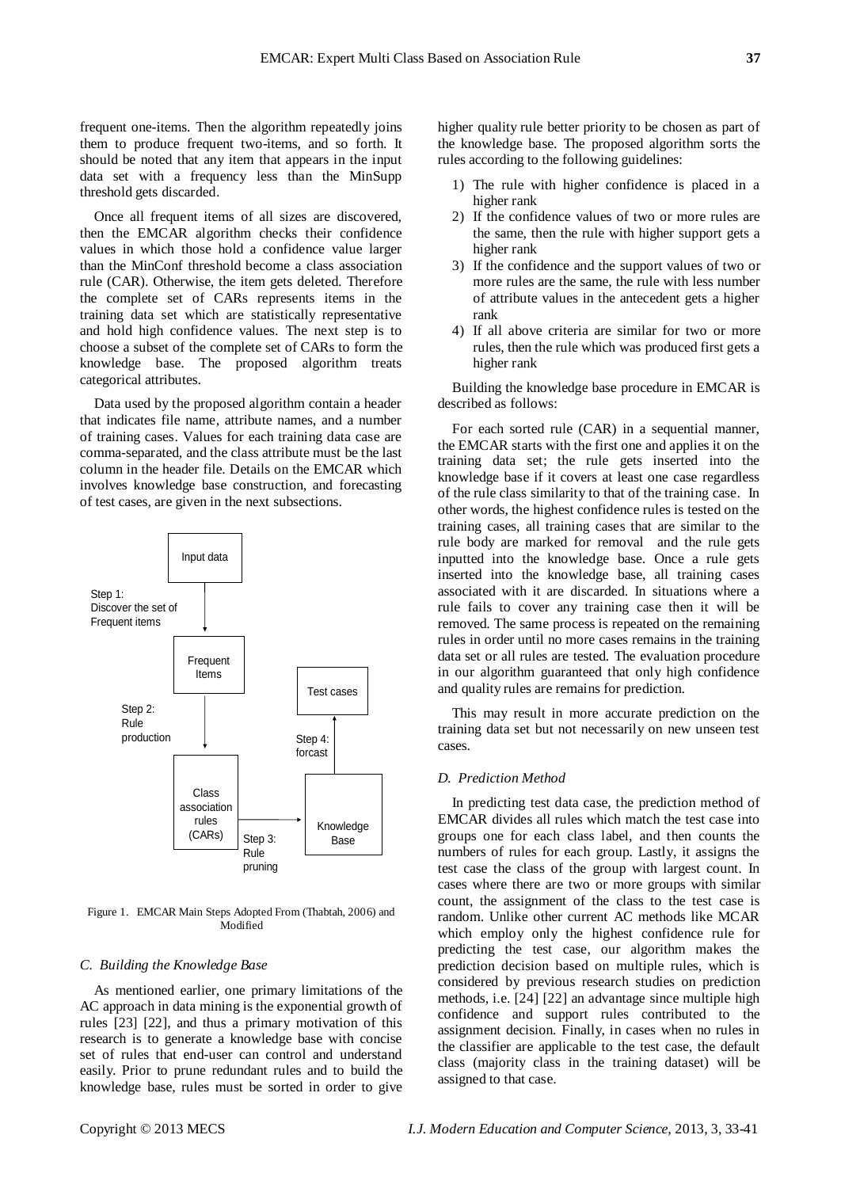frequent one-items. Then the algorithm repeatedly joins them to produce frequent two-items, and so forth. It should be noted that any item that appears in the input data set with a frequency less than the MinSupp threshold gets discarded.

Once all frequent items of all sizes are discovered, then the EMCAR algorithm checks their confidence values in which those hold a confidence value larger than the MinConf threshold become a class association rule (CAR). Otherwise, the item gets deleted. Therefore the complete set of CARs represents items in the training data set which are statistically representative and hold high confidence values. The next step is to choose a subset of the complete set of CARs to form the knowledge base. The proposed algorithm treats categorical attributes.

Data used by the proposed algorithm contain a header that indicates file name, attribute names, and a number of training cases. Values for each training data case are comma-separated, and the class attribute must be the last column in the header file. Details on the EMCAR which involves knowledge base construction, and forecasting of test cases, are given in the next subsections.

Input data

Step 1: Discover the set of Frequent items

Frequent Items

Step 2: Rule production

Class association rules (CARs)

Step 3: Rule pruning

Knowledge Base

Step 4: forcast

Test cases

Figure 1. EMCAR Main Steps Adopted From (Thabtah, 2006) and Modified

### C. Building the Knowledge Base

As mentioned earlier, one primary limitations of the AC approach in data mining is the exponential growth of rules [23] [22], and thus a primary motivation of this research is to generate a knowledge base with concise set of rules that end-user can control and understand easily. Prior to prune redundant rules and to build the knowledge base, rules must be sorted in order to give higher quality rule better priority to be chosen as part of the knowledge base. The proposed algorithm sorts the rules according to the following guidelines:

1) The rule with higher confidence is placed in a higher rank
2) If the confidence values of two or more rules are the same, then the rule with higher support gets a higher rank
3) If the confidence and the support values of two or more rules are the same, the rule with less number of attribute values in the antecedent gets a higher rank
4) If all above criteria are similar for two or more rules, then the rule which was produced first gets a higher rank

Building the knowledge base procedure in EMCAR is described as follows:

For each sorted rule (CAR) in a sequential manner, the EMCAR starts with the first one and applies it on the training data set; the rule gets inserted into the knowledge base if it covers at least one case regardless of the rule class similarity to that of the training case. In other words, the highest confidence rules is tested on the training cases, all training cases that are similar to the rule body are marked for removal and the rule gets inputted into the knowledge base. Once a rule gets inserted into the knowledge base, all training cases associated with it are discarded. In situations where a rule fails to cover any training case then it will be removed. The same process is repeated on the remaining rules in order until no more cases remains in the training data set or all rules are tested. The evaluation procedure in our algorithm guaranteed that only high confidence and quality rules are remains for prediction.

This may result in more accurate prediction on the training data set but not necessarily on new unseen test cases.

### D. Prediction Method

In predicting test data case, the prediction method of EMCAR divides all rules which match the test case into groups one for each class label, and then counts the numbers of rules for each group. Lastly, it assigns the test case the class of the group with largest count. In cases where there are two or more groups with similar count, the assignment of the class to the test case is random. Unlike other current AC methods like MCAR which employ only the highest confidence rule for predicting the test case, our algorithm makes the prediction decision based on multiple rules, which is considered by previous research studies on prediction methods, i.e. [24] [22] an advantage since multiple high confidence and support rules contributed to the assignment decision. Finally, in cases when no rules in the classifier are applicable to the test case, the default class (majority class in the training dataset) will be assigned to that case.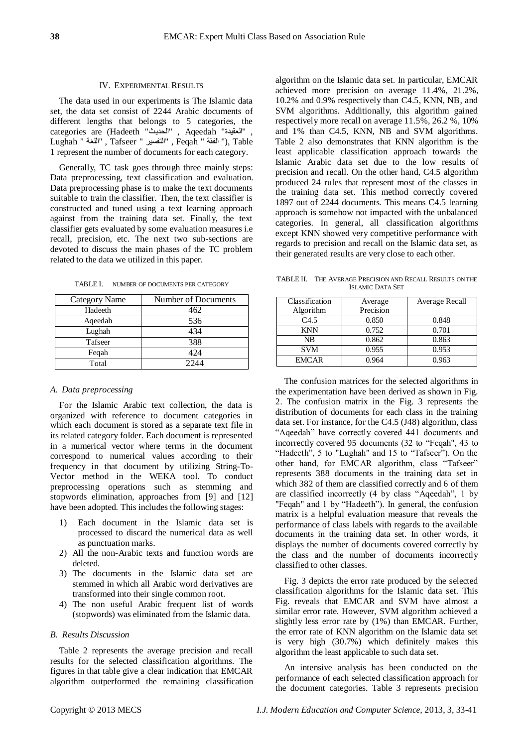## IV. Experimental Results

The data used in our experiments is The Islamic data set, the data set consist of 2244 Arabic documents of different lengths that belongs to 5 categories, the categories are (Hadeeth "الحديث" , Aqeedah "العقيدة" , Lughah " اللغة" , Tafseer " التفسير" , Feqah " الفقة "), Table 1 represent the number of documents for each category.

Generally, TC task goes through three mainly steps: Data preprocessing, text classification and evaluation. Data preprocessing phase is to make the text documents suitable to train the classifier. Then, the text classifier is constructed and tuned using a text learning approach against from the training data set. Finally, the text classifier gets evaluated by some evaluation measures i.e recall, precision, etc. The next two sub-sections are devoted to discuss the main phases of the TC problem related to the data we utilized in this paper.

TABLE I. Number of documents per category

| Category Name | Number of Documents |
|---|---|
| Hadeeth | 462 |
| Aqeedah | 536 |
| Lughah | 434 |
| Tafseer | 388 |
| Feqah | 424 |
| Total | 2244 |

### A. Data preprocessing

For the Islamic Arabic text collection, the data is organized with reference to document categories in which each document is stored as a separate text file in its related category folder. Each document is represented in a numerical vector where terms in the document correspond to numerical values according to their frequency in that document by utilizing String-To-Vector method in the WEKA tool. To conduct preprocessing operations such as stemming and stopwords elimination, approaches from [9] and [12] have been adopted. This includes the following stages:

1) Each document in the Islamic data set is processed to discard the numerical data as well as punctuation marks.
2) All the non-Arabic texts and function words are deleted.
3) The documents in the Islamic data set are stemmed in which all Arabic word derivatives are transformed into their single common root.
4) The non useful Arabic frequent list of words (stopwords) was eliminated from the Islamic data.

### B. Results Discussion

Table 2 represents the average precision and recall results for the selected classification algorithms. The figures in that table give a clear indication that EMCAR algorithm outperformed the remaining classification algorithm on the Islamic data set. In particular, EMCAR achieved more precision on average 11.4%, 21.2%, 10.2% and 0.9% respectively than C4.5, KNN, NB, and SVM algorithms. Additionally, this algorithm gained respectively more recall on average 11.5%, 26.2 %, 10% and 1% than C4.5, KNN, NB and SVM algorithms. Table 2 also demonstrates that KNN algorithm is the least applicable classification approach towards the Islamic Arabic data set due to the low results of precision and recall. On the other hand, C4.5 algorithm produced 24 rules that represent most of the classes in the training data set. This method correctly covered 1897 out of 2244 documents. This means C4.5 learning approach is somehow not impacted with the unbalanced categories. In general, all classification algorithms except KNN showed very competitive performance with regards to precision and recall on the Islamic data set, as their generated results are very close to each other.

TABLE II. The Average Precision and Recall Results on the Islamic Data Set

| Classification Algorithm | Average Precision | Average Recall |
|---|---|---|
| C4.5 | 0.850 | 0.848 |
| KNN | 0.752 | 0.701 |
| NB | 0.862 | 0.863 |
| SVM | 0.955 | 0.953 |
| EMCAR | 0.964 | 0.963 |

The confusion matrices for the selected algorithms in the experimentation have been derived as shown in Fig. 2. The confusion matrix in the Fig. 3 represents the distribution of documents for each class in the training data set. For instance, for the C4.5 (J48) algorithm, class "Aqeedah" have correctly covered 441 documents and incorrectly covered 95 documents (32 to "Feqah", 43 to "Hadeeth", 5 to "Lughah" and 15 to "Tafseer"). On the other hand, for EMCAR algorithm, class "Tafseer" represents 388 documents in the training data set in which 382 of them are classified correctly and 6 of them are classified incorrectly (4 by class "Aqeedah", 1 by "Feqah" and 1 by "Hadeeth"). In general, the confusion matrix is a helpful evaluation measure that reveals the performance of class labels with regards to the available documents in the training data set. In other words, it displays the number of documents covered correctly by the class and the number of documents incorrectly classified to other classes.

Fig. 3 depicts the error rate produced by the selected classification algorithms for the Islamic data set. This Fig. reveals that EMCAR and SVM have almost a similar error rate. However, SVM algorithm achieved a slightly less error rate by (1%) than EMCAR. Further, the error rate of KNN algorithm on the Islamic data set is very high (30.7%) which definitely makes this algorithm the least applicable to such data set.

An intensive analysis has been conducted on the performance of each selected classification approach for the document categories. Table 3 represents precision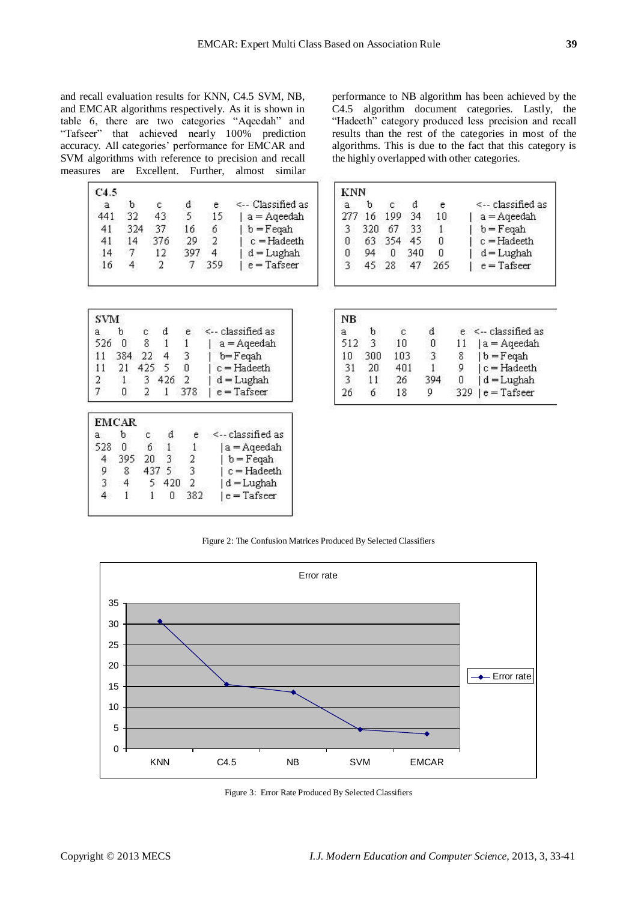and recall evaluation results for KNN, C4.5 SVM, NB, and EMCAR algorithms respectively. As it is shown in table 6, there are two categories "Aqeedah" and "Tafseer" that achieved nearly 100% prediction accuracy. All categories' performance for EMCAR and SVM algorithms with reference to precision and recall measures are Excellent. Further, almost similar performance to NB algorithm has been achieved by the C4.5 algorithm document categories. Lastly, the "Hadeeth" category produced less precision and recall results than the rest of the categories in most of the algorithms. This is due to the fact that this category is the highly overlapped with other categories.

**C4.5**

| a | b | c | d | e | <-- Classified as |
|---|---|---|---|---|---|
| 441 | 32 | 43 | 5 | 15 | a = Aqeedah |
| 41 | 324 | 37 | 16 | 6 | b = Feqah |
| 41 | 14 | 376 | 29 | 2 | c = Hadeeth |
| 14 | 7 | 12 | 397 | 4 | d = Lughah |
| 16 | 4 | 2 | 7 | 359 | e = Tafseer |

**KNN**

| a | b | c | d | e | <-- classified as |
|---|---|---|---|---|---|
| 277 | 16 | 199 | 34 | 10 | a = Aqeedah |
| 3 | 320 | 67 | 33 | 1 | b = Feqah |
| 0 | 63 | 354 | 45 | 0 | c = Hadeeth |
| 0 | 94 | 0 | 340 | 0 | d = Lughah |
| 3 | 45 | 28 | 47 | 265 | e = Tafseer |

**SVM**

| a | b | c | d | e | <-- classified as |
|---|---|---|---|---|---|
| 526 | 0 | 8 | 1 | 1 | a = Aqeedah |
| 11 | 384 | 22 | 4 | 3 | b= Feqah |
| 11 | 21 | 425 | 5 | 0 | c = Hadeeth |
| 2 | 1 | 3 | 426 | 2 | d = Lughah |
| 7 | 0 | 2 | 1 | 378 | e = Tafseer |

**NB**

| a | b | c | d | e | <-- classified as |
|---|---|---|---|---|---|
| 512 | 3 | 10 | 0 | 11 | a = Aqeedah |
| 10 | 300 | 103 | 3 | 8 | b = Feqah |
| 31 | 20 | 401 | 1 | 9 | c = Hadeeth |
| 3 | 11 | 26 | 394 | 0 | d = Lughah |
| 26 | 6 | 18 | 9 | 329 | e = Tafseer |

**EMCAR**

| a | b | c | d | e | <-- classified as |
|---|---|---|---|---|---|
| 528 | 0 | 6 | 1 | 1 | a = Aqeedah |
| 4 | 395 | 20 | 3 | 2 | b = Feqah |
| 9 | 8 | 437 | 5 | 3 | c = Hadeeth |
| 3 | 4 | 5 | 420 | 2 | d = Lughah |
| 4 | 1 | 1 | 0 | 382 | e = Tafseer |

Figure 2: The Confusion Matrices Produced By Selected Classifiers

Figure 3: Error Rate Produced By Selected Classifiers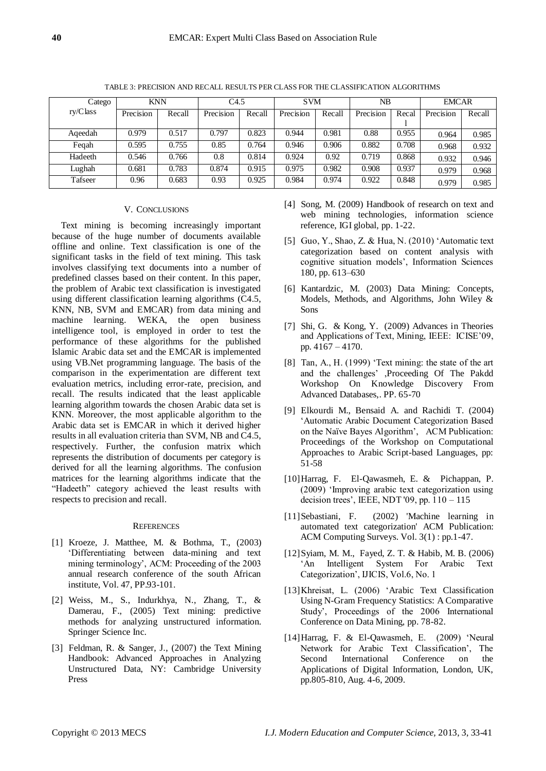TABLE 3: PRECISION AND RECALL RESULTS PER CLASS FOR THE CLASSIFICATION ALGORITHMS

| Category/Class | KNN | | C4.5 | | SVM | | NB | | EMCAR | |
|---|---|---|---|---|---|---|---|---|---|---|
| | Precision | Recall | Precision | Recall | Precision | Recall | Precision | Recall | Precision | Recall |
| Aqeedah | 0.979 | 0.517 | 0.797 | 0.823 | 0.944 | 0.981 | 0.88 | 0.955 | 0.964 | 0.985 |
| Feqah | 0.595 | 0.755 | 0.85 | 0.764 | 0.946 | 0.906 | 0.882 | 0.708 | 0.968 | 0.932 |
| Hadeeth | 0.546 | 0.766 | 0.8 | 0.814 | 0.924 | 0.92 | 0.719 | 0.868 | 0.932 | 0.946 |
| Lughah | 0.681 | 0.783 | 0.874 | 0.915 | 0.975 | 0.982 | 0.908 | 0.937 | 0.979 | 0.968 |
| Tafseer | 0.96 | 0.683 | 0.93 | 0.925 | 0.984 | 0.974 | 0.922 | 0.848 | 0.979 | 0.985 |

## V. CONCLUSIONS

Text mining is becoming increasingly important because of the huge number of documents available offline and online. Text classification is one of the significant tasks in the field of text mining. This task involves classifying text documents into a number of predefined classes based on their content. In this paper, the problem of Arabic text classification is investigated using different classification learning algorithms (C4.5, KNN, NB, SVM and EMCAR) from data mining and machine learning. WEKA, the open business intelligence tool, is employed in order to test the performance of these algorithms for the published Islamic Arabic data set and the EMCAR is implemented using VB.Net programming language. The basis of the comparison in the experimentation are different text evaluation metrics, including error-rate, precision, and recall. The results indicated that the least applicable learning algorithm towards the chosen Arabic data set is KNN. Moreover, the most applicable algorithm to the Arabic data set is EMCAR in which it derived higher results in all evaluation criteria than SVM, NB and C4.5, respectively. Further, the confusion matrix which represents the distribution of documents per category is derived for all the learning algorithms. The confusion matrices for the learning algorithms indicate that the "Hadeeth" category achieved the least results with respects to precision and recall.

## REFERENCES

[1] Kroeze, J. Matthee, M. & Bothma, T., (2003) 'Differentiating between data-mining and text mining terminology', ACM: Proceeding of the 2003 annual research conference of the south African institute, Vol. 47, PP.93-101.

[2] Weiss, M., S., Indurkhya, N., Zhang, T., & Damerau, F., (2005) Text mining: predictive methods for analyzing unstructured information. Springer Science Inc.

[3] Feldman, R. & Sanger, J., (2007) the Text Mining Handbook: Advanced Approaches in Analyzing Unstructured Data, NY: Cambridge University Press

[4] Song, M. (2009) Handbook of research on text and web mining technologies, information science reference, IGI global, pp. 1-22.

[5] Guo, Y., Shao, Z. & Hua, N. (2010) 'Automatic text categorization based on content analysis with cognitive situation models', Information Sciences 180, pp. 613–630

[6] Kantardzic, M. (2003) Data Mining: Concepts, Models, Methods, and Algorithms, John Wiley & Sons

[7] Shi, G. & Kong, Y. (2009) Advances in Theories and Applications of Text, Mining, IEEE: ICISE'09, pp. 4167 – 4170.

[8] Tan, A., H. (1999) 'Text mining: the state of the art and the challenges' ,Proceeding Of The Pakdd Workshop On Knowledge Discovery From Advanced Databases,. PP. 65-70

[9] Elkourdi M., Bensaid A. and Rachidi T. (2004) 'Automatic Arabic Document Categorization Based on the Naïve Bayes Algorithm', ACM Publication: Proceedings of the Workshop on Computational Approaches to Arabic Script-based Languages, pp: 51-58

[10] Harrag, F. El-Qawasmeh, E. & Pichappan, P. (2009) 'Improving arabic text categorization using decision trees', IEEE, NDT '09, pp. 110 – 115

[11] Sebastiani, F. (2002) 'Machine learning in automated text categorization' ACM Publication: ACM Computing Surveys. Vol. 3(1) : pp.1-47.

[12] Syiam, M. M., Fayed, Z. T. & Habib, M. B. (2006) 'An Intelligent System For Arabic Text Categorization', IJICIS, Vol.6, No. 1

[13] Khreisat, L. (2006) 'Arabic Text Classification Using N-Gram Frequency Statistics: A Comparative Study', Proceedings of the 2006 International Conference on Data Mining, pp. 78-82.

[14] Harrag, F. & El-Qawasmeh, E. (2009) 'Neural Network for Arabic Text Classification', The Second International Conference on the Applications of Digital Information, London, UK, pp.805-810, Aug. 4-6, 2009.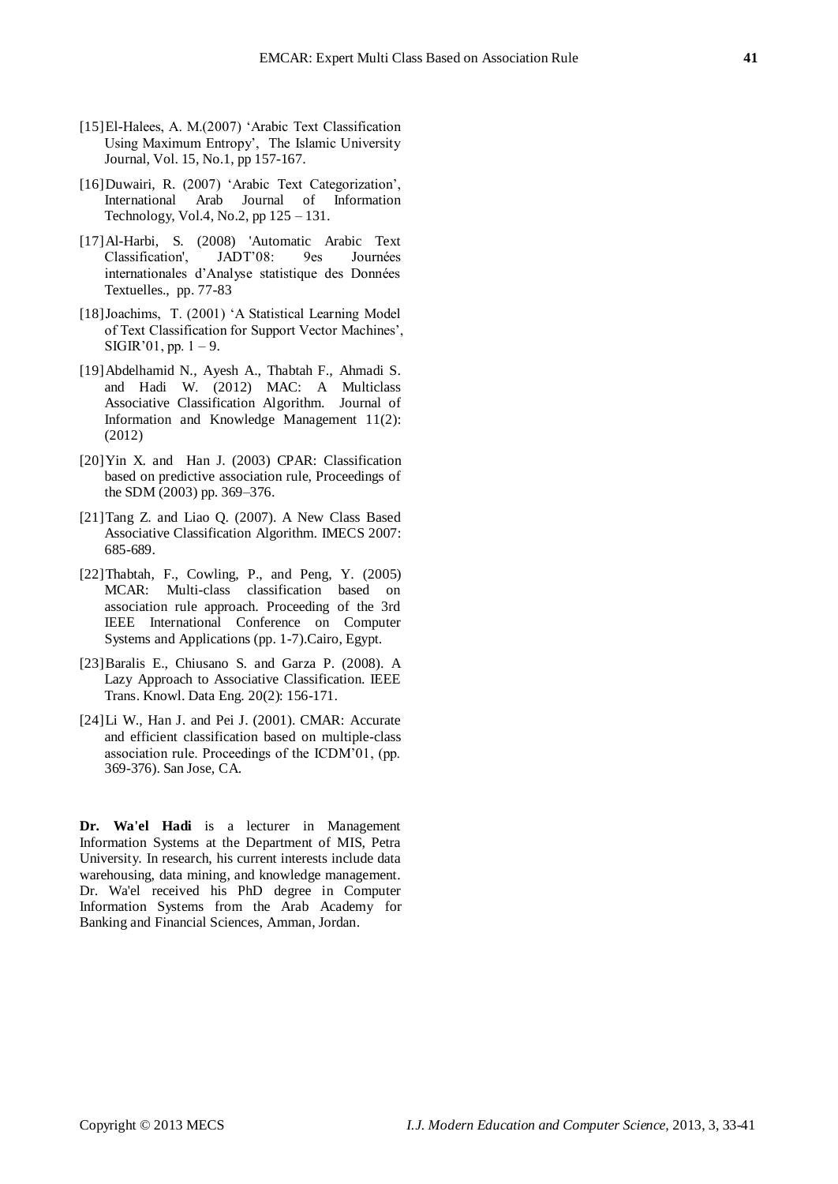[15] El-Halees, A. M.(2007) 'Arabic Text Classification Using Maximum Entropy', The Islamic University Journal, Vol. 15, No.1, pp 157-167.

[16] Duwairi, R. (2007) 'Arabic Text Categorization', International Arab Journal of Information Technology, Vol.4, No.2, pp 125 – 131.

[17] Al-Harbi, S. (2008) 'Automatic Arabic Text Classification', JADT'08: 9es Journées internationales d'Analyse statistique des Données Textuelles., pp. 77-83

[18] Joachims, T. (2001) 'A Statistical Learning Model of Text Classification for Support Vector Machines', SIGIR'01, pp. 1 – 9.

[19] Abdelhamid N., Ayesh A., Thabtah F., Ahmadi S. and Hadi W. (2012) MAC: A Multiclass Associative Classification Algorithm. Journal of Information and Knowledge Management 11(2): (2012)

[20] Yin X. and Han J. (2003) CPAR: Classification based on predictive association rule, Proceedings of the SDM (2003) pp. 369–376.

[21] Tang Z. and Liao Q. (2007). A New Class Based Associative Classification Algorithm. IMECS 2007: 685-689.

[22] Thabtah, F., Cowling, P., and Peng, Y. (2005) MCAR: Multi-class classification based on association rule approach. Proceeding of the 3rd IEEE International Conference on Computer Systems and Applications (pp. 1-7).Cairo, Egypt.

[23] Baralis E., Chiusano S. and Garza P. (2008). A Lazy Approach to Associative Classification. IEEE Trans. Knowl. Data Eng. 20(2): 156-171.

[24] Li W., Han J. and Pei J. (2001). CMAR: Accurate and efficient classification based on multiple-class association rule. Proceedings of the ICDM'01, (pp. 369-376). San Jose, CA.

**Dr. Wa'el Hadi** is a lecturer in Management Information Systems at the Department of MIS, Petra University. In research, his current interests include data warehousing, data mining, and knowledge management. Dr. Wa'el received his PhD degree in Computer Information Systems from the Arab Academy for Banking and Financial Sciences, Amman, Jordan.